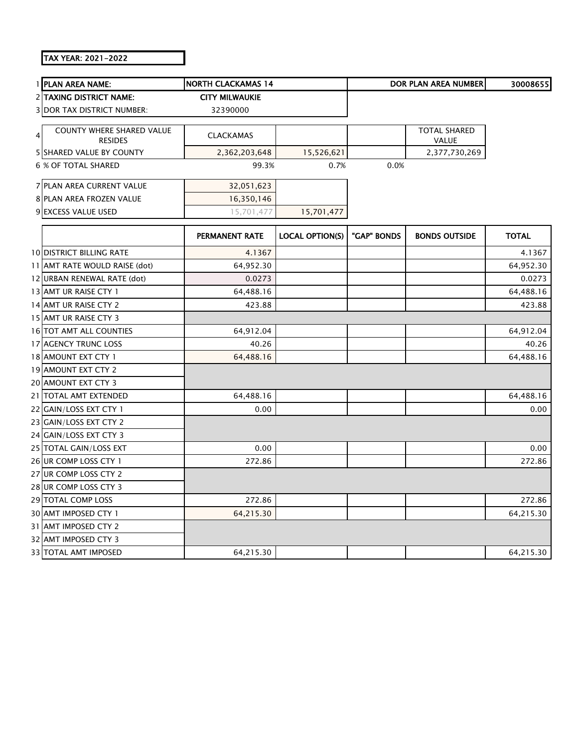TAX YEAR: 2021-2022

| | | | | | | |
|---|---|---|---|---|---|---|
| 1 | PLAN AREA NAME: | NORTH CLACKAMAS 14 | | | DOR PLAN AREA NUMBER | 30008655 |
| 2 | TAXING DISTRICT NAME: | CITY MILWAUKIE | | | | |
| 3 | DOR TAX DISTRICT NUMBER: | 32390000 | | | | |
| 4 | COUNTY WHERE SHARED VALUE RESIDES | CLACKAMAS | | | TOTAL SHARED VALUE | |
| 5 | SHARED VALUE BY COUNTY | 2,362,203,648 | 15,526,621 | | 2,377,730,269 | |
| 6 | % OF TOTAL SHARED | 99.3% | 0.7% | 0.0% | | |
| 7 | PLAN AREA CURRENT VALUE | 32,051,623 | | | | |
| 8 | PLAN AREA FROZEN VALUE | 16,350,146 | | | | |
| 9 | EXCESS VALUE USED | 15,701,477 | 15,701,477 | | | |

| | | PERMANENT RATE | LOCAL OPTION(S) | "GAP" BONDS | BONDS OUTSIDE | TOTAL |
|---|---|---|---|---|---|---|
| 10 | DISTRICT BILLING RATE | 4.1367 | | | | 4.1367 |
| 11 | AMT RATE WOULD RAISE (dot) | 64,952.30 | | | | 64,952.30 |
| 12 | URBAN RENEWAL RATE (dot) | 0.0273 | | | | 0.0273 |
| 13 | AMT UR RAISE CTY 1 | 64,488.16 | | | | 64,488.16 |
| 14 | AMT UR RAISE CTY 2 | 423.88 | | | | 423.88 |
| 15 | AMT UR RAISE CTY 3 | | | | | |
| 16 | TOT AMT ALL COUNTIES | 64,912.04 | | | | 64,912.04 |
| 17 | AGENCY TRUNC LOSS | 40.26 | | | | 40.26 |
| 18 | AMOUNT EXT CTY 1 | 64,488.16 | | | | 64,488.16 |
| 19 | AMOUNT EXT CTY 2 | | | | | |
| 20 | AMOUNT EXT CTY 3 | | | | | |
| 21 | TOTAL AMT EXTENDED | 64,488.16 | | | | 64,488.16 |
| 22 | GAIN/LOSS EXT CTY 1 | 0.00 | | | | 0.00 |
| 23 | GAIN/LOSS EXT CTY 2 | | | | | |
| 24 | GAIN/LOSS EXT CTY 3 | | | | | |
| 25 | TOTAL GAIN/LOSS EXT | 0.00 | | | | 0.00 |
| 26 | UR COMP LOSS CTY 1 | 272.86 | | | | 272.86 |
| 27 | UR COMP LOSS CTY 2 | | | | | |
| 28 | UR COMP LOSS CTY 3 | | | | | |
| 29 | TOTAL COMP LOSS | 272.86 | | | | 272.86 |
| 30 | AMT IMPOSED CTY 1 | 64,215.30 | | | | 64,215.30 |
| 31 | AMT IMPOSED CTY 2 | | | | | |
| 32 | AMT IMPOSED CTY 3 | | | | | |
| 33 | TOTAL AMT IMPOSED | 64,215.30 | | | | 64,215.30 |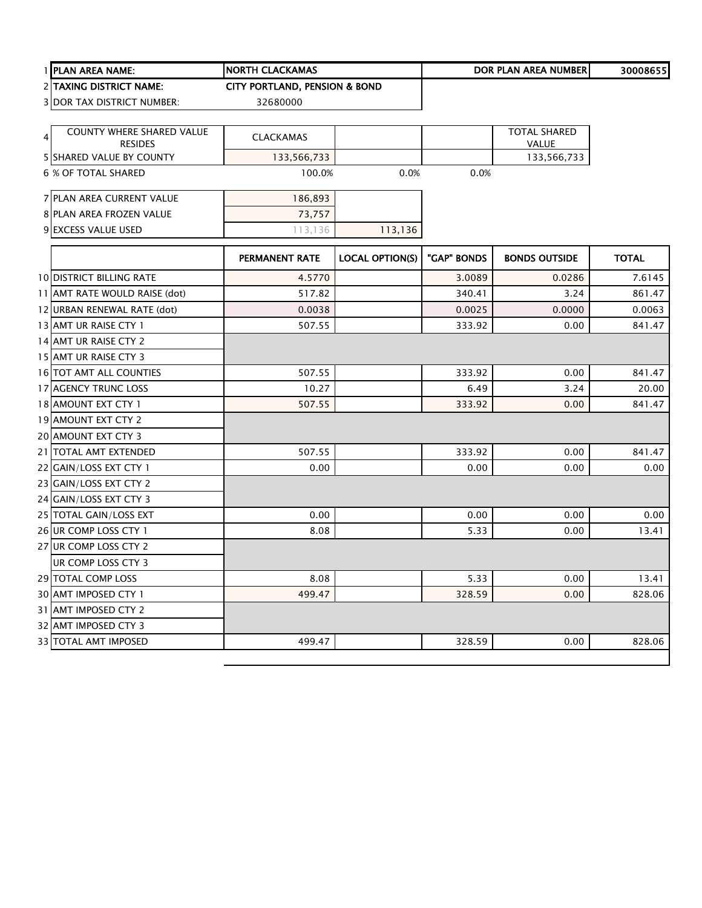| | | | | | |
|---|---|---|---|---|---|
| 1 PLAN AREA NAME: | NORTH CLACKAMAS | | DOR PLAN AREA NUMBER | | 30008655 |
| 2 TAXING DISTRICT NAME: | CITY PORTLAND, PENSION & BOND | | | | |
| 3 DOR TAX DISTRICT NUMBER: | 32680000 | | | | |

| | | | | |
|---|---|---|---|---|
| 4 COUNTY WHERE SHARED VALUE RESIDES | CLACKAMAS | | | TOTAL SHARED VALUE |
| 5 SHARED VALUE BY COUNTY | 133,566,733 | | | 133,566,733 |
| 6 % OF TOTAL SHARED | 100.0% | 0.0% | 0.0% | |

| | | |
|---|---|---|
| 7 PLAN AREA CURRENT VALUE | 186,893 | |
| 8 PLAN AREA FROZEN VALUE | 73,757 | |
| 9 EXCESS VALUE USED | 113,136 | 113,136 |

| | PERMANENT RATE | LOCAL OPTION(S) | "GAP" BONDS | BONDS OUTSIDE | TOTAL |
|---|---|---|---|---|---|
| 10 DISTRICT BILLING RATE | 4.5770 | | 3.0089 | 0.0286 | 7.6145 |
| 11 AMT RATE WOULD RAISE (dot) | 517.82 | | 340.41 | 3.24 | 861.47 |
| 12 URBAN RENEWAL RATE (dot) | 0.0038 | | 0.0025 | 0.0000 | 0.0063 |
| 13 AMT UR RAISE CTY 1 | 507.55 | | 333.92 | 0.00 | 841.47 |
| 14 AMT UR RAISE CTY 2 | | | | | |
| 15 AMT UR RAISE CTY 3 | | | | | |
| 16 TOT AMT ALL COUNTIES | 507.55 | | 333.92 | 0.00 | 841.47 |
| 17 AGENCY TRUNC LOSS | 10.27 | | 6.49 | 3.24 | 20.00 |
| 18 AMOUNT EXT CTY 1 | 507.55 | | 333.92 | 0.00 | 841.47 |
| 19 AMOUNT EXT CTY 2 | | | | | |
| 20 AMOUNT EXT CTY 3 | | | | | |
| 21 TOTAL AMT EXTENDED | 507.55 | | 333.92 | 0.00 | 841.47 |
| 22 GAIN/LOSS EXT CTY 1 | 0.00 | | 0.00 | 0.00 | 0.00 |
| 23 GAIN/LOSS EXT CTY 2 | | | | | |
| 24 GAIN/LOSS EXT CTY 3 | | | | | |
| 25 TOTAL GAIN/LOSS EXT | 0.00 | | 0.00 | 0.00 | 0.00 |
| 26 UR COMP LOSS CTY 1 | 8.08 | | 5.33 | 0.00 | 13.41 |
| 27 UR COMP LOSS CTY 2 | | | | | |
| UR COMP LOSS CTY 3 | | | | | |
| 29 TOTAL COMP LOSS | 8.08 | | 5.33 | 0.00 | 13.41 |
| 30 AMT IMPOSED CTY 1 | 499.47 | | 328.59 | 0.00 | 828.06 |
| 31 AMT IMPOSED CTY 2 | | | | | |
| 32 AMT IMPOSED CTY 3 | | | | | |
| 33 TOTAL AMT IMPOSED | 499.47 | | 328.59 | 0.00 | 828.06 |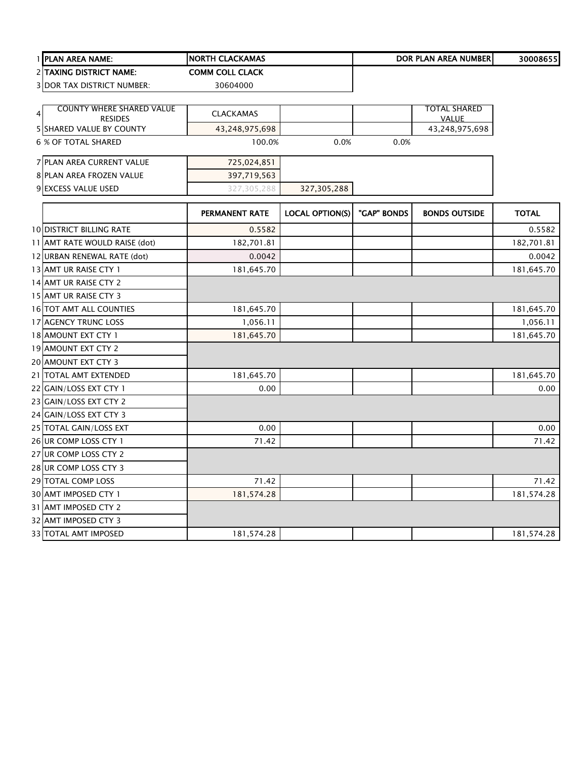| | | | | | | |
|---|---|---|---|---|---|---|
| 1 | **PLAN AREA NAME:** | **NORTH CLACKAMAS** | | | **DOR PLAN AREA NUMBER** | **30008655** |
| 2 | **TAXING DISTRICT NAME:** | **COMM COLL CLACK** | | | | |
| 3 | DOR TAX DISTRICT NUMBER: | 30604000 | | | | |
| 4 | COUNTY WHERE SHARED VALUE RESIDES | CLACKAMAS | | | TOTAL SHARED VALUE | |
| 5 | SHARED VALUE BY COUNTY | 43,248,975,698 | | | 43,248,975,698 | |
| 6 | % OF TOTAL SHARED | 100.0% | 0.0% | 0.0% | | |
| 7 | PLAN AREA CURRENT VALUE | 725,024,851 | | | | |
| 8 | PLAN AREA FROZEN VALUE | 397,719,563 | | | | |
| 9 | EXCESS VALUE USED | 327,305,288 | 327,305,288 | | | |

| | | PERMANENT RATE | LOCAL OPTION(S) | "GAP" BONDS | BONDS OUTSIDE | TOTAL |
|---|---|---|---|---|---|---|
| 10 | DISTRICT BILLING RATE | 0.5582 | | | | 0.5582 |
| 11 | AMT RATE WOULD RAISE (dot) | 182,701.81 | | | | 182,701.81 |
| 12 | URBAN RENEWAL RATE (dot) | 0.0042 | | | | 0.0042 |
| 13 | AMT UR RAISE CTY 1 | 181,645.70 | | | | 181,645.70 |
| 14 | AMT UR RAISE CTY 2 | | | | | |
| 15 | AMT UR RAISE CTY 3 | | | | | |
| 16 | TOT AMT ALL COUNTIES | 181,645.70 | | | | 181,645.70 |
| 17 | AGENCY TRUNC LOSS | 1,056.11 | | | | 1,056.11 |
| 18 | AMOUNT EXT CTY 1 | 181,645.70 | | | | 181,645.70 |
| 19 | AMOUNT EXT CTY 2 | | | | | |
| 20 | AMOUNT EXT CTY 3 | | | | | |
| 21 | TOTAL AMT EXTENDED | 181,645.70 | | | | 181,645.70 |
| 22 | GAIN/LOSS EXT CTY 1 | 0.00 | | | | 0.00 |
| 23 | GAIN/LOSS EXT CTY 2 | | | | | |
| 24 | GAIN/LOSS EXT CTY 3 | | | | | |
| 25 | TOTAL GAIN/LOSS EXT | 0.00 | | | | 0.00 |
| 26 | UR COMP LOSS CTY 1 | 71.42 | | | | 71.42 |
| 27 | UR COMP LOSS CTY 2 | | | | | |
| 28 | UR COMP LOSS CTY 3 | | | | | |
| 29 | TOTAL COMP LOSS | 71.42 | | | | 71.42 |
| 30 | AMT IMPOSED CTY 1 | 181,574.28 | | | | 181,574.28 |
| 31 | AMT IMPOSED CTY 2 | | | | | |
| 32 | AMT IMPOSED CTY 3 | | | | | |
| 33 | TOTAL AMT IMPOSED | 181,574.28 | | | | 181,574.28 |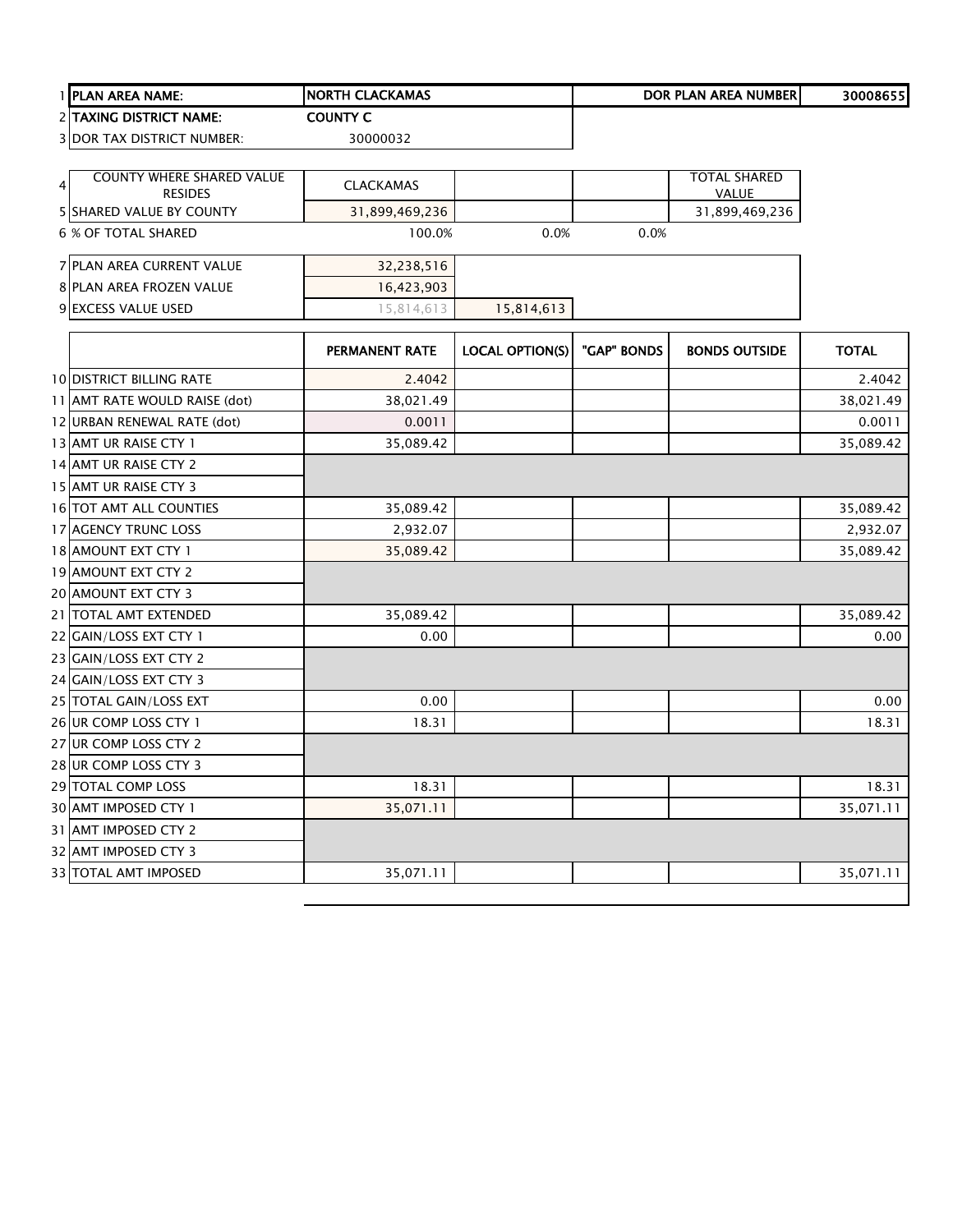| | | | | | | |
|---|---|---|---|---|---|---|
| 1 | **PLAN AREA NAME:** | **NORTH CLACKAMAS** | | | **DOR PLAN AREA NUMBER** | **30008655** |
| 2 | **TAXING DISTRICT NAME:** | **COUNTY C** | | | | |
| 3 | DOR TAX DISTRICT NUMBER: | 30000032 | | | | |

| | | | | | | |
|---|---|---|---|---|---|---|
| 4 | COUNTY WHERE SHARED VALUE RESIDES | CLACKAMAS | | | TOTAL SHARED VALUE | |
| 5 | SHARED VALUE BY COUNTY | 31,899,469,236 | | | 31,899,469,236 | |
| 6 | % OF TOTAL SHARED | 100.0% | 0.0% | 0.0% | | |
| 7 | PLAN AREA CURRENT VALUE | 32,238,516 | | | | |
| 8 | PLAN AREA FROZEN VALUE | 16,423,903 | | | | |
| 9 | EXCESS VALUE USED | 15,814,613 | 15,814,613 | | | |

| | | PERMANENT RATE | LOCAL OPTION(S) | "GAP" BONDS | BONDS OUTSIDE | TOTAL |
|---|---|---|---|---|---|---|
| 10 | DISTRICT BILLING RATE | 2.4042 | | | | 2.4042 |
| 11 | AMT RATE WOULD RAISE (dot) | 38,021.49 | | | | 38,021.49 |
| 12 | URBAN RENEWAL RATE (dot) | 0.0011 | | | | 0.0011 |
| 13 | AMT UR RAISE CTY 1 | 35,089.42 | | | | 35,089.42 |
| 14 | AMT UR RAISE CTY 2 | | | | | |
| 15 | AMT UR RAISE CTY 3 | | | | | |
| 16 | TOT AMT ALL COUNTIES | 35,089.42 | | | | 35,089.42 |
| 17 | AGENCY TRUNC LOSS | 2,932.07 | | | | 2,932.07 |
| 18 | AMOUNT EXT CTY 1 | 35,089.42 | | | | 35,089.42 |
| 19 | AMOUNT EXT CTY 2 | | | | | |
| 20 | AMOUNT EXT CTY 3 | | | | | |
| 21 | TOTAL AMT EXTENDED | 35,089.42 | | | | 35,089.42 |
| 22 | GAIN/LOSS EXT CTY 1 | 0.00 | | | | 0.00 |
| 23 | GAIN/LOSS EXT CTY 2 | | | | | |
| 24 | GAIN/LOSS EXT CTY 3 | | | | | |
| 25 | TOTAL GAIN/LOSS EXT | 0.00 | | | | 0.00 |
| 26 | UR COMP LOSS CTY 1 | 18.31 | | | | 18.31 |
| 27 | UR COMP LOSS CTY 2 | | | | | |
| 28 | UR COMP LOSS CTY 3 | | | | | |
| 29 | TOTAL COMP LOSS | 18.31 | | | | 18.31 |
| 30 | AMT IMPOSED CTY 1 | 35,071.11 | | | | 35,071.11 |
| 31 | AMT IMPOSED CTY 2 | | | | | |
| 32 | AMT IMPOSED CTY 3 | | | | | |
| 33 | TOTAL AMT IMPOSED | 35,071.11 | | | | 35,071.11 |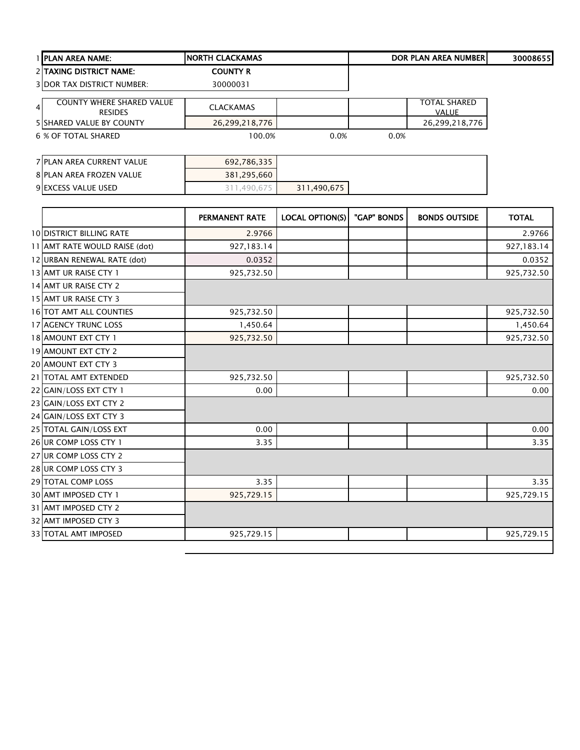| | | | | | |
|---|---|---|---|---|---|
| 1 | PLAN AREA NAME: | NORTH CLACKAMAS | | DOR PLAN AREA NUMBER | 30008655 |
| 2 | TAXING DISTRICT NAME: | COUNTY R | | | |
| 3 | DOR TAX DISTRICT NUMBER: | 30000031 | | | |
| 4 | COUNTY WHERE SHARED VALUE RESIDES | CLACKAMAS | | | TOTAL SHARED VALUE |
| 5 | SHARED VALUE BY COUNTY | 26,299,218,776 | | | 26,299,218,776 |
| 6 | % OF TOTAL SHARED | 100.0% | 0.0% | 0.0% | |
| 7 | PLAN AREA CURRENT VALUE | 692,786,335 | | | |
| 8 | PLAN AREA FROZEN VALUE | 381,295,660 | | | |
| 9 | EXCESS VALUE USED | 311,490,675 | 311,490,675 | | |

| | | PERMANENT RATE | LOCAL OPTION(S) | "GAP" BONDS | BONDS OUTSIDE | TOTAL |
|---|---|---|---|---|---|---|
| 10 | DISTRICT BILLING RATE | 2.9766 | | | | 2.9766 |
| 11 | AMT RATE WOULD RAISE (dot) | 927,183.14 | | | | 927,183.14 |
| 12 | URBAN RENEWAL RATE (dot) | 0.0352 | | | | 0.0352 |
| 13 | AMT UR RAISE CTY 1 | 925,732.50 | | | | 925,732.50 |
| 14 | AMT UR RAISE CTY 2 | | | | | |
| 15 | AMT UR RAISE CTY 3 | | | | | |
| 16 | TOT AMT ALL COUNTIES | 925,732.50 | | | | 925,732.50 |
| 17 | AGENCY TRUNC LOSS | 1,450.64 | | | | 1,450.64 |
| 18 | AMOUNT EXT CTY 1 | 925,732.50 | | | | 925,732.50 |
| 19 | AMOUNT EXT CTY 2 | | | | | |
| 20 | AMOUNT EXT CTY 3 | | | | | |
| 21 | TOTAL AMT EXTENDED | 925,732.50 | | | | 925,732.50 |
| 22 | GAIN/LOSS EXT CTY 1 | 0.00 | | | | 0.00 |
| 23 | GAIN/LOSS EXT CTY 2 | | | | | |
| 24 | GAIN/LOSS EXT CTY 3 | | | | | |
| 25 | TOTAL GAIN/LOSS EXT | 0.00 | | | | 0.00 |
| 26 | UR COMP LOSS CTY 1 | 3.35 | | | | 3.35 |
| 27 | UR COMP LOSS CTY 2 | | | | | |
| 28 | UR COMP LOSS CTY 3 | | | | | |
| 29 | TOTAL COMP LOSS | 3.35 | | | | 3.35 |
| 30 | AMT IMPOSED CTY 1 | 925,729.15 | | | | 925,729.15 |
| 31 | AMT IMPOSED CTY 2 | | | | | |
| 32 | AMT IMPOSED CTY 3 | | | | | |
| 33 | TOTAL AMT IMPOSED | 925,729.15 | | | | 925,729.15 |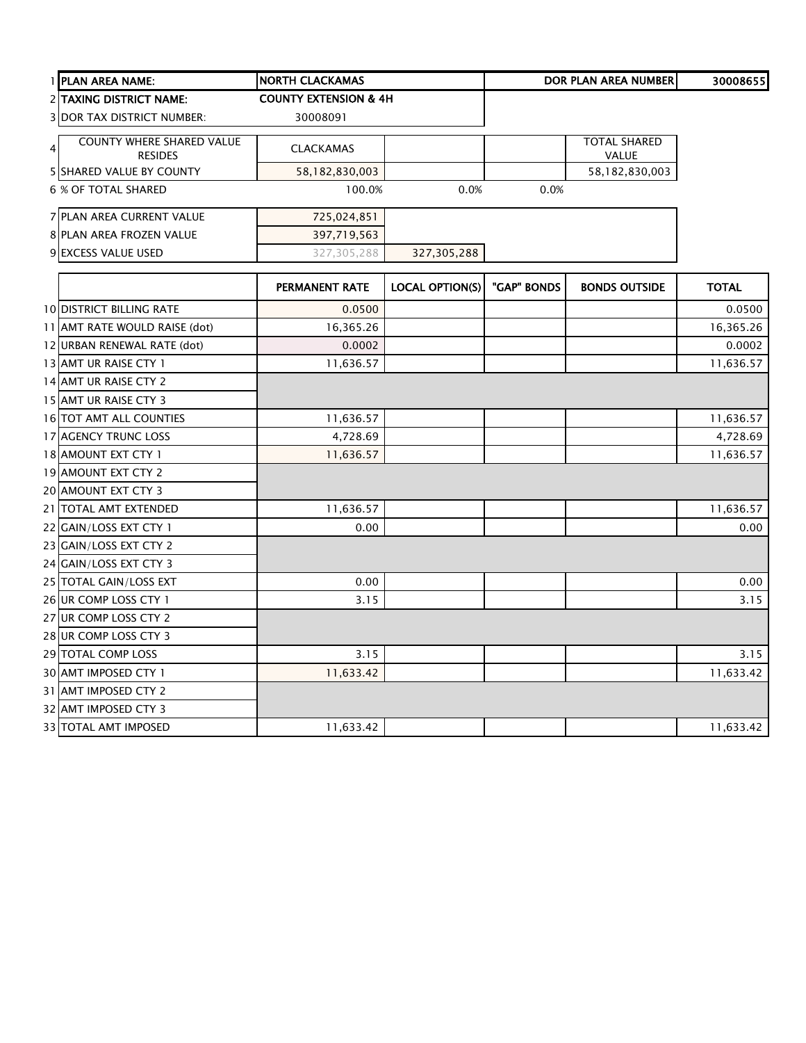| | | | | | | |
|---|---|---|---|---|---|---|
| 1 | **PLAN AREA NAME:** | **NORTH CLACKAMAS** | | | **DOR PLAN AREA NUMBER** | **30008655** |
| 2 | **TAXING DISTRICT NAME:** | **COUNTY EXTENSION & 4H** | | | | |
| 3 | DOR TAX DISTRICT NUMBER: | 30008091 | | | | |
| 4 | COUNTY WHERE SHARED VALUE RESIDES | CLACKAMAS | | | TOTAL SHARED VALUE | |
| 5 | SHARED VALUE BY COUNTY | 58,182,830,003 | | | 58,182,830,003 | |
| 6 | % OF TOTAL SHARED | 100.0% | 0.0% | 0.0% | | |
| 7 | PLAN AREA CURRENT VALUE | 725,024,851 | | | | |
| 8 | PLAN AREA FROZEN VALUE | 397,719,563 | | | | |
| 9 | EXCESS VALUE USED | 327,305,288 | 327,305,288 | | | |

| | | PERMANENT RATE | LOCAL OPTION(S) | "GAP" BONDS | BONDS OUTSIDE | TOTAL |
|---|---|---|---|---|---|---|
| 10 | DISTRICT BILLING RATE | 0.0500 | | | | 0.0500 |
| 11 | AMT RATE WOULD RAISE (dot) | 16,365.26 | | | | 16,365.26 |
| 12 | URBAN RENEWAL RATE (dot) | 0.0002 | | | | 0.0002 |
| 13 | AMT UR RAISE CTY 1 | 11,636.57 | | | | 11,636.57 |
| 14 | AMT UR RAISE CTY 2 | | | | | |
| 15 | AMT UR RAISE CTY 3 | | | | | |
| 16 | TOT AMT ALL COUNTIES | 11,636.57 | | | | 11,636.57 |
| 17 | AGENCY TRUNC LOSS | 4,728.69 | | | | 4,728.69 |
| 18 | AMOUNT EXT CTY 1 | 11,636.57 | | | | 11,636.57 |
| 19 | AMOUNT EXT CTY 2 | | | | | |
| 20 | AMOUNT EXT CTY 3 | | | | | |
| 21 | TOTAL AMT EXTENDED | 11,636.57 | | | | 11,636.57 |
| 22 | GAIN/LOSS EXT CTY 1 | 0.00 | | | | 0.00 |
| 23 | GAIN/LOSS EXT CTY 2 | | | | | |
| 24 | GAIN/LOSS EXT CTY 3 | | | | | |
| 25 | TOTAL GAIN/LOSS EXT | 0.00 | | | | 0.00 |
| 26 | UR COMP LOSS CTY 1 | 3.15 | | | | 3.15 |
| 27 | UR COMP LOSS CTY 2 | | | | | |
| 28 | UR COMP LOSS CTY 3 | | | | | |
| 29 | TOTAL COMP LOSS | 3.15 | | | | 3.15 |
| 30 | AMT IMPOSED CTY 1 | 11,633.42 | | | | 11,633.42 |
| 31 | AMT IMPOSED CTY 2 | | | | | |
| 32 | AMT IMPOSED CTY 3 | | | | | |
| 33 | TOTAL AMT IMPOSED | 11,633.42 | | | | 11,633.42 |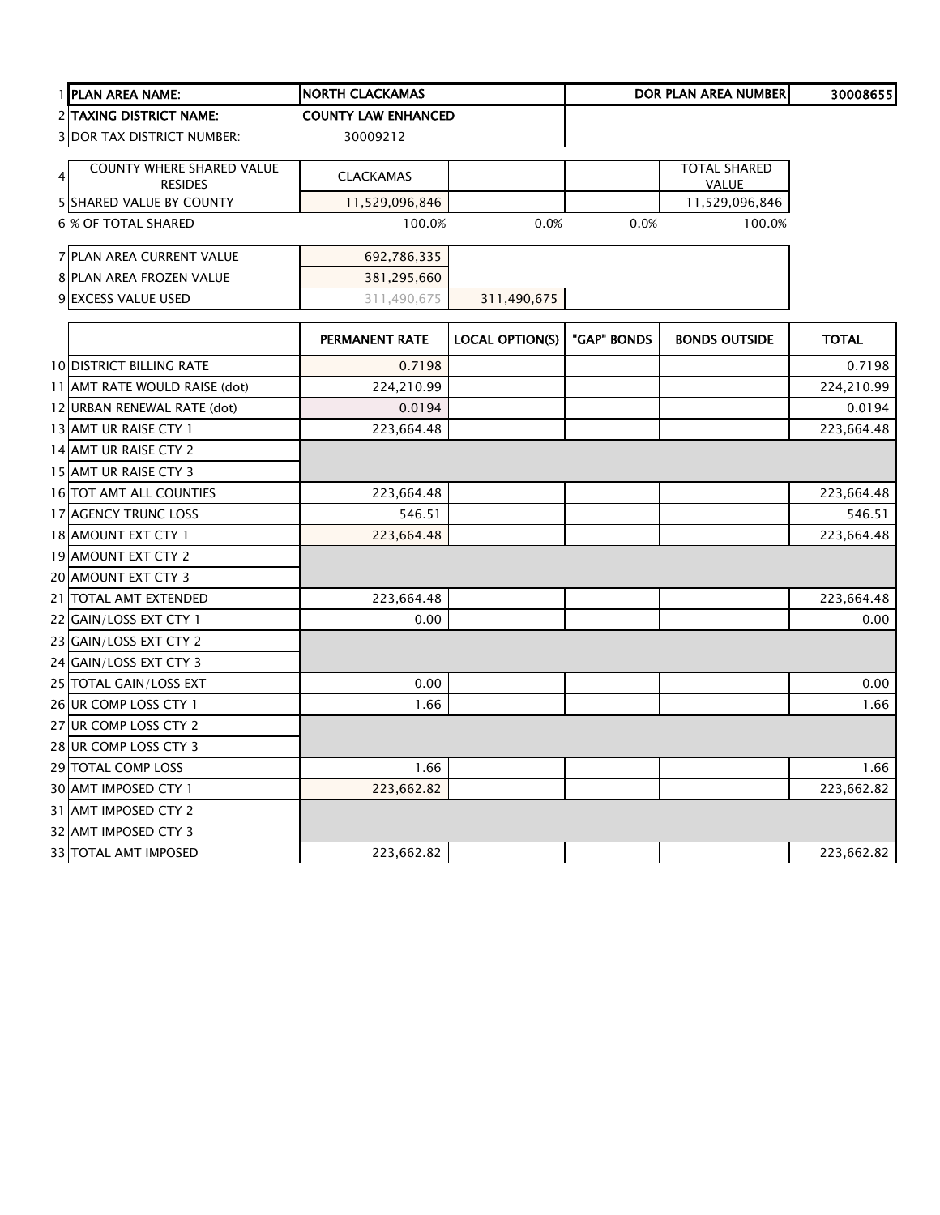| | | | | | | |
|---|---|---|---|---|---|---|
| 1 | **PLAN AREA NAME:** | **NORTH CLACKAMAS** | | | **DOR PLAN AREA NUMBER** | **30008655** |
| 2 | **TAXING DISTRICT NAME:** | **COUNTY LAW ENHANCED** | | | | |
| 3 | DOR TAX DISTRICT NUMBER: | 30009212 | | | | |
| 4 | COUNTY WHERE SHARED VALUE RESIDES | CLACKAMAS | | | TOTAL SHARED VALUE | |
| 5 | SHARED VALUE BY COUNTY | 11,529,096,846 | | | 11,529,096,846 | |
| 6 | % OF TOTAL SHARED | 100.0% | 0.0% | 0.0% | 100.0% | |
| 7 | PLAN AREA CURRENT VALUE | 692,786,335 | | | | |
| 8 | PLAN AREA FROZEN VALUE | 381,295,660 | | | | |
| 9 | EXCESS VALUE USED | 311,490,675 | 311,490,675 | | | |

| | | PERMANENT RATE | LOCAL OPTION(S) | "GAP" BONDS | BONDS OUTSIDE | TOTAL |
|---|---|---|---|---|---|---|
| 10 | DISTRICT BILLING RATE | 0.7198 | | | | 0.7198 |
| 11 | AMT RATE WOULD RAISE (dot) | 224,210.99 | | | | 224,210.99 |
| 12 | URBAN RENEWAL RATE (dot) | 0.0194 | | | | 0.0194 |
| 13 | AMT UR RAISE CTY 1 | 223,664.48 | | | | 223,664.48 |
| 14 | AMT UR RAISE CTY 2 | | | | | |
| 15 | AMT UR RAISE CTY 3 | | | | | |
| 16 | TOT AMT ALL COUNTIES | 223,664.48 | | | | 223,664.48 |
| 17 | AGENCY TRUNC LOSS | 546.51 | | | | 546.51 |
| 18 | AMOUNT EXT CTY 1 | 223,664.48 | | | | 223,664.48 |
| 19 | AMOUNT EXT CTY 2 | | | | | |
| 20 | AMOUNT EXT CTY 3 | | | | | |
| 21 | TOTAL AMT EXTENDED | 223,664.48 | | | | 223,664.48 |
| 22 | GAIN/LOSS EXT CTY 1 | 0.00 | | | | 0.00 |
| 23 | GAIN/LOSS EXT CTY 2 | | | | | |
| 24 | GAIN/LOSS EXT CTY 3 | | | | | |
| 25 | TOTAL GAIN/LOSS EXT | 0.00 | | | | 0.00 |
| 26 | UR COMP LOSS CTY 1 | 1.66 | | | | 1.66 |
| 27 | UR COMP LOSS CTY 2 | | | | | |
| 28 | UR COMP LOSS CTY 3 | | | | | |
| 29 | TOTAL COMP LOSS | 1.66 | | | | 1.66 |
| 30 | AMT IMPOSED CTY 1 | 223,662.82 | | | | 223,662.82 |
| 31 | AMT IMPOSED CTY 2 | | | | | |
| 32 | AMT IMPOSED CTY 3 | | | | | |
| 33 | TOTAL AMT IMPOSED | 223,662.82 | | | | 223,662.82 |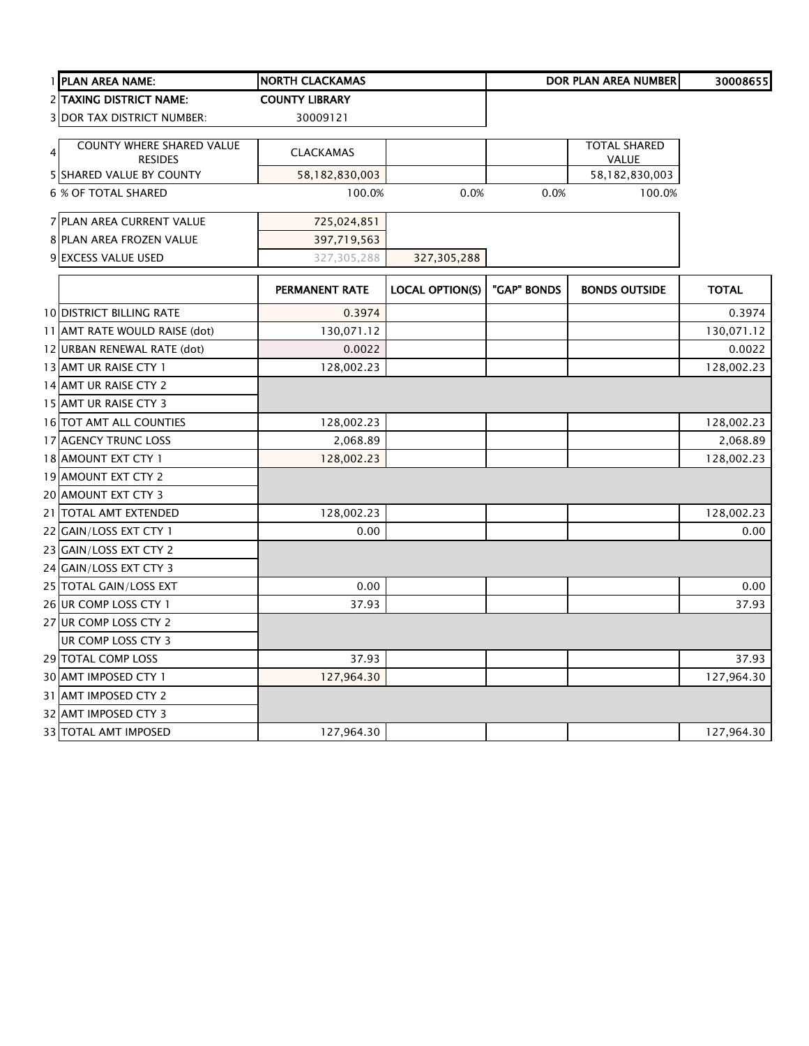| | | | | | | |
|---|---|---|---|---|---|---|
| 1 | **PLAN AREA NAME:** | **NORTH CLACKAMAS** | | | **DOR PLAN AREA NUMBER** | **30008655** |
| 2 | **TAXING DISTRICT NAME:** | **COUNTY LIBRARY** | | | | |
| 3 | DOR TAX DISTRICT NUMBER: | 30009121 | | | | |
| 4 | COUNTY WHERE SHARED VALUE RESIDES | CLACKAMAS | | | TOTAL SHARED VALUE | |
| 5 | SHARED VALUE BY COUNTY | 58,182,830,003 | | | 58,182,830,003 | |
| 6 | % OF TOTAL SHARED | 100.0% | 0.0% | 0.0% | 100.0% | |
| 7 | PLAN AREA CURRENT VALUE | 725,024,851 | | | | |
| 8 | PLAN AREA FROZEN VALUE | 397,719,563 | | | | |
| 9 | EXCESS VALUE USED | 327,305,288 | 327,305,288 | | | |

| | | PERMANENT RATE | LOCAL OPTION(S) | "GAP" BONDS | BONDS OUTSIDE | TOTAL |
|---|---|---|---|---|---|---|
| 10 | DISTRICT BILLING RATE | 0.3974 | | | | 0.3974 |
| 11 | AMT RATE WOULD RAISE (dot) | 130,071.12 | | | | 130,071.12 |
| 12 | URBAN RENEWAL RATE (dot) | 0.0022 | | | | 0.0022 |
| 13 | AMT UR RAISE CTY 1 | 128,002.23 | | | | 128,002.23 |
| 14 | AMT UR RAISE CTY 2 | | | | | |
| 15 | AMT UR RAISE CTY 3 | | | | | |
| 16 | TOT AMT ALL COUNTIES | 128,002.23 | | | | 128,002.23 |
| 17 | AGENCY TRUNC LOSS | 2,068.89 | | | | 2,068.89 |
| 18 | AMOUNT EXT CTY 1 | 128,002.23 | | | | 128,002.23 |
| 19 | AMOUNT EXT CTY 2 | | | | | |
| 20 | AMOUNT EXT CTY 3 | | | | | |
| 21 | TOTAL AMT EXTENDED | 128,002.23 | | | | 128,002.23 |
| 22 | GAIN/LOSS EXT CTY 1 | 0.00 | | | | 0.00 |
| 23 | GAIN/LOSS EXT CTY 2 | | | | | |
| 24 | GAIN/LOSS EXT CTY 3 | | | | | |
| 25 | TOTAL GAIN/LOSS EXT | 0.00 | | | | 0.00 |
| 26 | UR COMP LOSS CTY 1 | 37.93 | | | | 37.93 |
| 27 | UR COMP LOSS CTY 2 | | | | | |
| | UR COMP LOSS CTY 3 | | | | | |
| 29 | TOTAL COMP LOSS | 37.93 | | | | 37.93 |
| 30 | AMT IMPOSED CTY 1 | 127,964.30 | | | | 127,964.30 |
| 31 | AMT IMPOSED CTY 2 | | | | | |
| 32 | AMT IMPOSED CTY 3 | | | | | |
| 33 | TOTAL AMT IMPOSED | 127,964.30 | | | | 127,964.30 |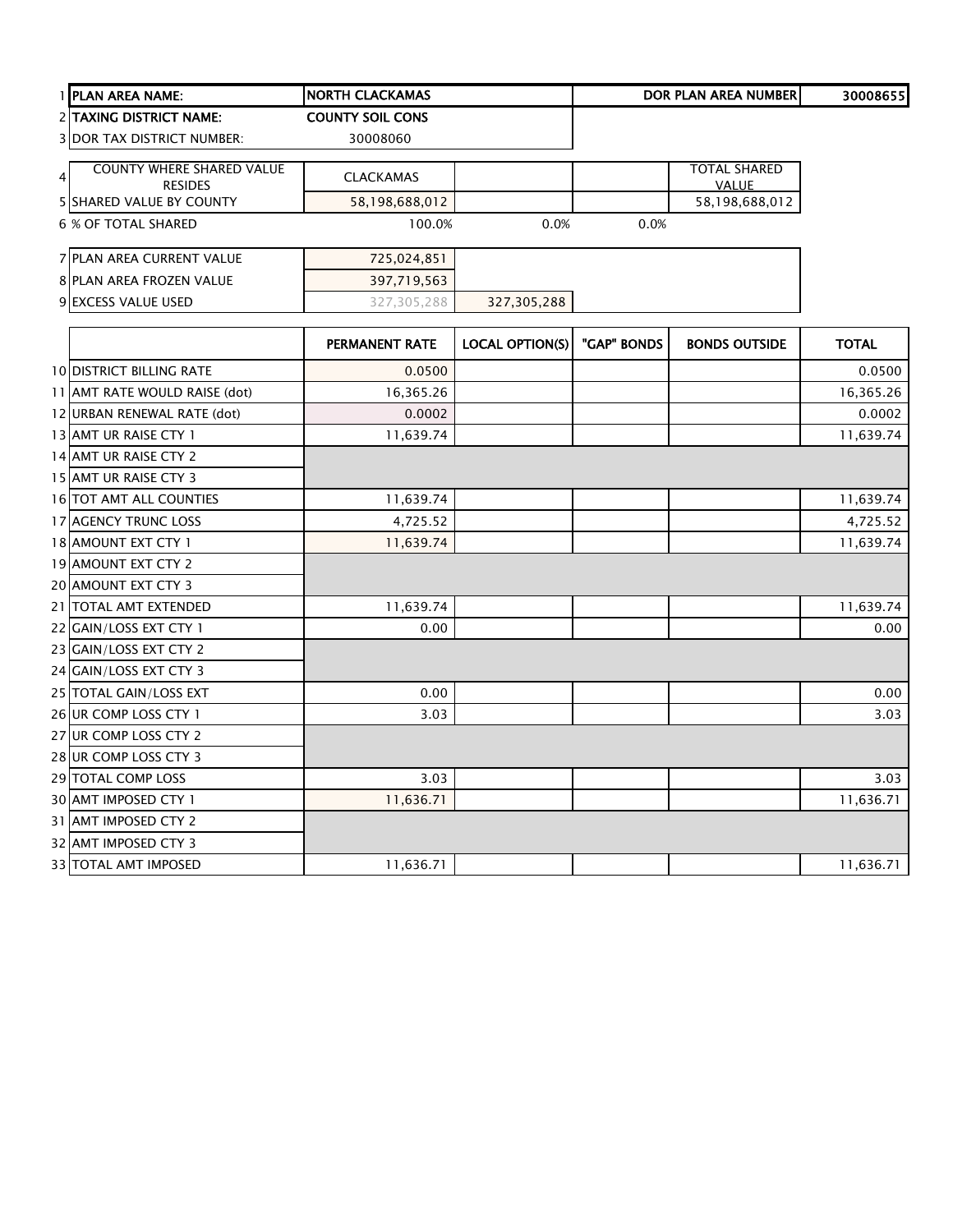| | | | | | | |
|---|---|---|---|---|---|---|
| 1 | **PLAN AREA NAME:** | **NORTH CLACKAMAS** | | | **DOR PLAN AREA NUMBER** | **30008655** |
| 2 | **TAXING DISTRICT NAME:** | **COUNTY SOIL CONS** | | | | |
| 3 | DOR TAX DISTRICT NUMBER: | 30008060 | | | | |
| 4 | COUNTY WHERE SHARED VALUE RESIDES | CLACKAMAS | | | TOTAL SHARED VALUE | |
| 5 | SHARED VALUE BY COUNTY | 58,198,688,012 | | | 58,198,688,012 | |
| 6 | % OF TOTAL SHARED | 100.0% | 0.0% | 0.0% | | |
| 7 | PLAN AREA CURRENT VALUE | 725,024,851 | | | | |
| 8 | PLAN AREA FROZEN VALUE | 397,719,563 | | | | |
| 9 | EXCESS VALUE USED | 327,305,288 | 327,305,288 | | | |

| | | PERMANENT RATE | LOCAL OPTION(S) | "GAP" BONDS | BONDS OUTSIDE | TOTAL |
|---|---|---|---|---|---|---|
| 10 | DISTRICT BILLING RATE | 0.0500 | | | | 0.0500 |
| 11 | AMT RATE WOULD RAISE (dot) | 16,365.26 | | | | 16,365.26 |
| 12 | URBAN RENEWAL RATE (dot) | 0.0002 | | | | 0.0002 |
| 13 | AMT UR RAISE CTY 1 | 11,639.74 | | | | 11,639.74 |
| 14 | AMT UR RAISE CTY 2 | | | | | |
| 15 | AMT UR RAISE CTY 3 | | | | | |
| 16 | TOT AMT ALL COUNTIES | 11,639.74 | | | | 11,639.74 |
| 17 | AGENCY TRUNC LOSS | 4,725.52 | | | | 4,725.52 |
| 18 | AMOUNT EXT CTY 1 | 11,639.74 | | | | 11,639.74 |
| 19 | AMOUNT EXT CTY 2 | | | | | |
| 20 | AMOUNT EXT CTY 3 | | | | | |
| 21 | TOTAL AMT EXTENDED | 11,639.74 | | | | 11,639.74 |
| 22 | GAIN/LOSS EXT CTY 1 | 0.00 | | | | 0.00 |
| 23 | GAIN/LOSS EXT CTY 2 | | | | | |
| 24 | GAIN/LOSS EXT CTY 3 | | | | | |
| 25 | TOTAL GAIN/LOSS EXT | 0.00 | | | | 0.00 |
| 26 | UR COMP LOSS CTY 1 | 3.03 | | | | 3.03 |
| 27 | UR COMP LOSS CTY 2 | | | | | |
| 28 | UR COMP LOSS CTY 3 | | | | | |
| 29 | TOTAL COMP LOSS | 3.03 | | | | 3.03 |
| 30 | AMT IMPOSED CTY 1 | 11,636.71 | | | | 11,636.71 |
| 31 | AMT IMPOSED CTY 2 | | | | | |
| 32 | AMT IMPOSED CTY 3 | | | | | |
| 33 | TOTAL AMT IMPOSED | 11,636.71 | | | | 11,636.71 |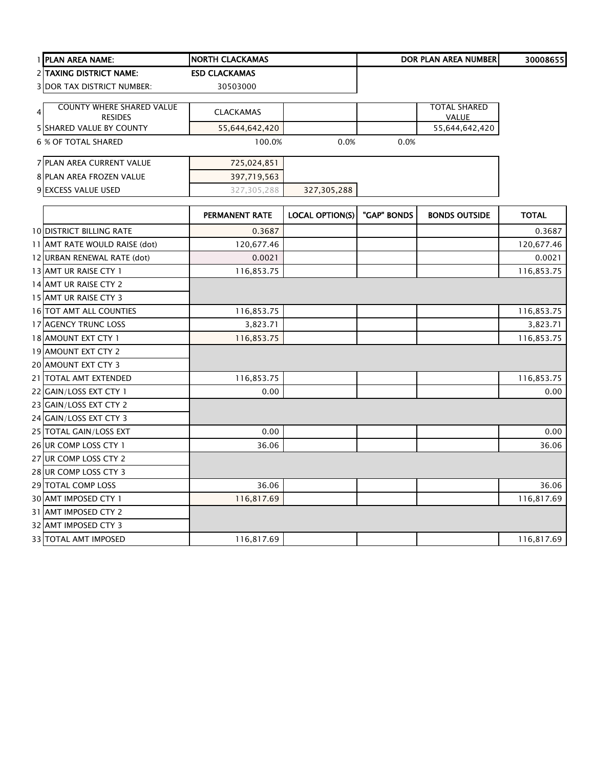| 1 | PLAN AREA NAME: | NORTH CLACKAMAS | | | DOR PLAN AREA NUMBER | 30008655 |
|---|---|---|---|---|---|---|
| 2 | TAXING DISTRICT NAME: | ESD CLACKAMAS | | | | |
| 3 | DOR TAX DISTRICT NUMBER: | 30503000 | | | | |
| 4 | COUNTY WHERE SHARED VALUE RESIDES | CLACKAMAS | | | TOTAL SHARED VALUE | |
| 5 | SHARED VALUE BY COUNTY | 55,644,642,420 | | | 55,644,642,420 | |
| 6 | % OF TOTAL SHARED | 100.0% | 0.0% | 0.0% | | |
| 7 | PLAN AREA CURRENT VALUE | 725,024,851 | | | | |
| 8 | PLAN AREA FROZEN VALUE | 397,719,563 | | | | |
| 9 | EXCESS VALUE USED | 327,305,288 | 327,305,288 | | | |

| | | PERMANENT RATE | LOCAL OPTION(S) | "GAP" BONDS | BONDS OUTSIDE | TOTAL |
|---|---|---|---|---|---|---|
| 10 | DISTRICT BILLING RATE | 0.3687 | | | | 0.3687 |
| 11 | AMT RATE WOULD RAISE (dot) | 120,677.46 | | | | 120,677.46 |
| 12 | URBAN RENEWAL RATE (dot) | 0.0021 | | | | 0.0021 |
| 13 | AMT UR RAISE CTY 1 | 116,853.75 | | | | 116,853.75 |
| 14 | AMT UR RAISE CTY 2 | | | | | |
| 15 | AMT UR RAISE CTY 3 | | | | | |
| 16 | TOT AMT ALL COUNTIES | 116,853.75 | | | | 116,853.75 |
| 17 | AGENCY TRUNC LOSS | 3,823.71 | | | | 3,823.71 |
| 18 | AMOUNT EXT CTY 1 | 116,853.75 | | | | 116,853.75 |
| 19 | AMOUNT EXT CTY 2 | | | | | |
| 20 | AMOUNT EXT CTY 3 | | | | | |
| 21 | TOTAL AMT EXTENDED | 116,853.75 | | | | 116,853.75 |
| 22 | GAIN/LOSS EXT CTY 1 | 0.00 | | | | 0.00 |
| 23 | GAIN/LOSS EXT CTY 2 | | | | | |
| 24 | GAIN/LOSS EXT CTY 3 | | | | | |
| 25 | TOTAL GAIN/LOSS EXT | 0.00 | | | | 0.00 |
| 26 | UR COMP LOSS CTY 1 | 36.06 | | | | 36.06 |
| 27 | UR COMP LOSS CTY 2 | | | | | |
| 28 | UR COMP LOSS CTY 3 | | | | | |
| 29 | TOTAL COMP LOSS | 36.06 | | | | 36.06 |
| 30 | AMT IMPOSED CTY 1 | 116,817.69 | | | | 116,817.69 |
| 31 | AMT IMPOSED CTY 2 | | | | | |
| 32 | AMT IMPOSED CTY 3 | | | | | |
| 33 | TOTAL AMT IMPOSED | 116,817.69 | | | | 116,817.69 |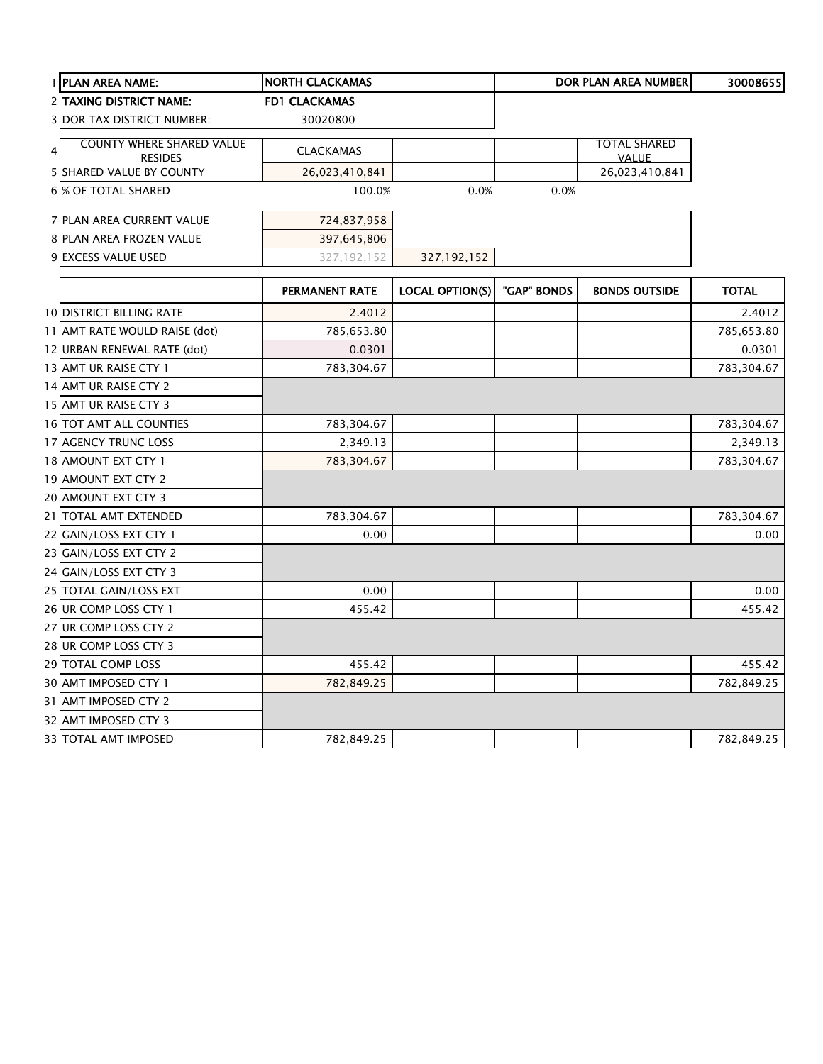| | | | | | | |
|---|---|---|---|---|---|---|
| 1 | **PLAN AREA NAME:** | **NORTH CLACKAMAS** | | | **DOR PLAN AREA NUMBER** | **30008655** |
| 2 | **TAXING DISTRICT NAME:** | **FD1 CLACKAMAS** | | | | |
| 3 | DOR TAX DISTRICT NUMBER: | 30020800 | | | | |
| 4 | COUNTY WHERE SHARED VALUE RESIDES | CLACKAMAS | | | TOTAL SHARED VALUE | |
| 5 | SHARED VALUE BY COUNTY | 26,023,410,841 | | | 26,023,410,841 | |
| 6 | % OF TOTAL SHARED | 100.0% | 0.0% | 0.0% | | |
| 7 | PLAN AREA CURRENT VALUE | 724,837,958 | | | | |
| 8 | PLAN AREA FROZEN VALUE | 397,645,806 | | | | |
| 9 | EXCESS VALUE USED | 327,192,152 | 327,192,152 | | | |

| | | PERMANENT RATE | LOCAL OPTION(S) | "GAP" BONDS | BONDS OUTSIDE | TOTAL |
|---|---|---|---|---|---|---|
| 10 | DISTRICT BILLING RATE | 2.4012 | | | | 2.4012 |
| 11 | AMT RATE WOULD RAISE (dot) | 785,653.80 | | | | 785,653.80 |
| 12 | URBAN RENEWAL RATE (dot) | 0.0301 | | | | 0.0301 |
| 13 | AMT UR RAISE CTY 1 | 783,304.67 | | | | 783,304.67 |
| 14 | AMT UR RAISE CTY 2 | | | | | |
| 15 | AMT UR RAISE CTY 3 | | | | | |
| 16 | TOT AMT ALL COUNTIES | 783,304.67 | | | | 783,304.67 |
| 17 | AGENCY TRUNC LOSS | 2,349.13 | | | | 2,349.13 |
| 18 | AMOUNT EXT CTY 1 | 783,304.67 | | | | 783,304.67 |
| 19 | AMOUNT EXT CTY 2 | | | | | |
| 20 | AMOUNT EXT CTY 3 | | | | | |
| 21 | TOTAL AMT EXTENDED | 783,304.67 | | | | 783,304.67 |
| 22 | GAIN/LOSS EXT CTY 1 | 0.00 | | | | 0.00 |
| 23 | GAIN/LOSS EXT CTY 2 | | | | | |
| 24 | GAIN/LOSS EXT CTY 3 | | | | | |
| 25 | TOTAL GAIN/LOSS EXT | 0.00 | | | | 0.00 |
| 26 | UR COMP LOSS CTY 1 | 455.42 | | | | 455.42 |
| 27 | UR COMP LOSS CTY 2 | | | | | |
| 28 | UR COMP LOSS CTY 3 | | | | | |
| 29 | TOTAL COMP LOSS | 455.42 | | | | 455.42 |
| 30 | AMT IMPOSED CTY 1 | 782,849.25 | | | | 782,849.25 |
| 31 | AMT IMPOSED CTY 2 | | | | | |
| 32 | AMT IMPOSED CTY 3 | | | | | |
| 33 | TOTAL AMT IMPOSED | 782,849.25 | | | | 782,849.25 |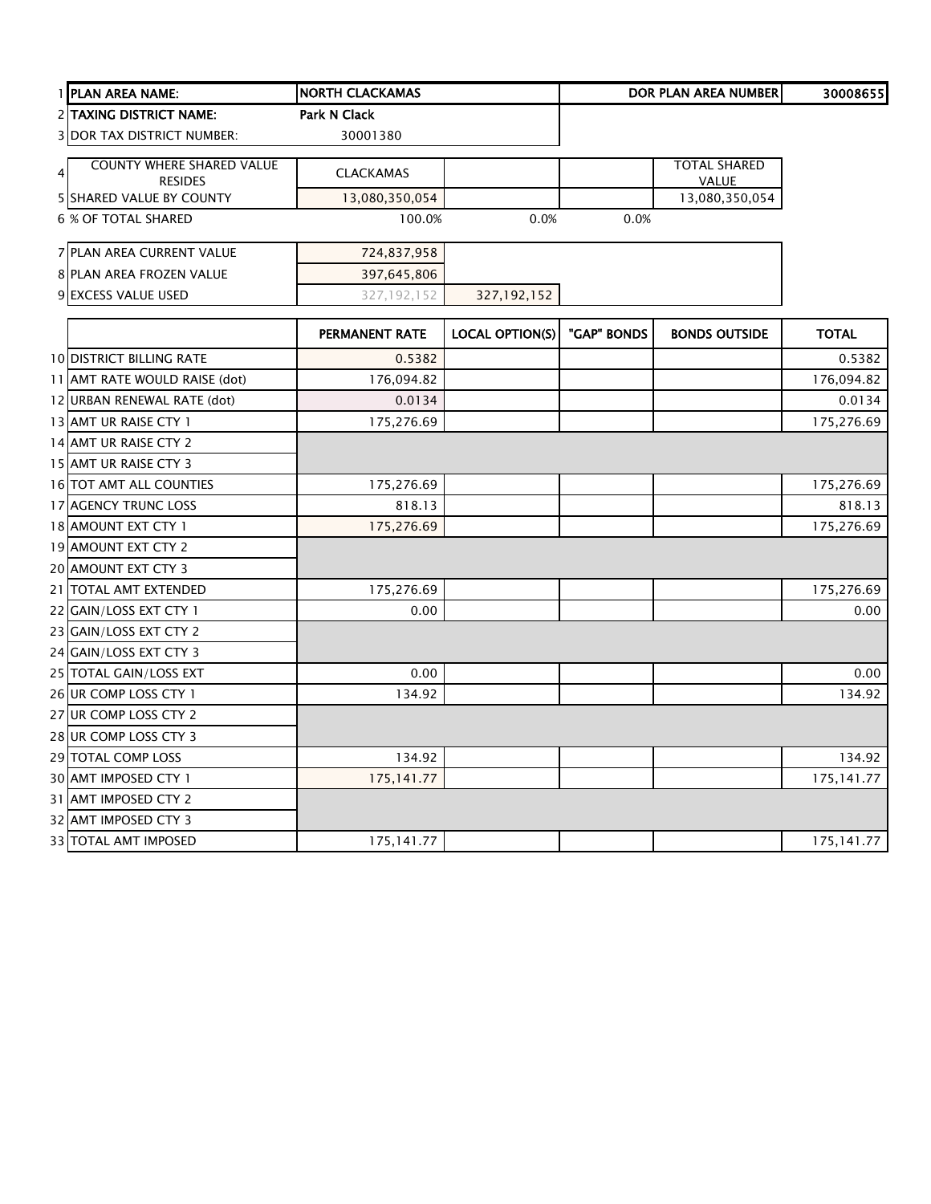| | | | | | | |
|---|---|---|---|---|---|---|
| 1 | **PLAN AREA NAME:** | **NORTH CLACKAMAS** | | | **DOR PLAN AREA NUMBER** | **30008655** |
| 2 | **TAXING DISTRICT NAME:** | **Park N Clack** | | | | |
| 3 | DOR TAX DISTRICT NUMBER: | 30001380 | | | | |
| 4 | COUNTY WHERE SHARED VALUE RESIDES | CLACKAMAS | | | TOTAL SHARED VALUE | |
| 5 | SHARED VALUE BY COUNTY | 13,080,350,054 | | | 13,080,350,054 | |
| 6 | % OF TOTAL SHARED | 100.0% | 0.0% | 0.0% | | |
| 7 | PLAN AREA CURRENT VALUE | 724,837,958 | | | | |
| 8 | PLAN AREA FROZEN VALUE | 397,645,806 | | | | |
| 9 | EXCESS VALUE USED | 327,192,152 | 327,192,152 | | | |

| | | PERMANENT RATE | LOCAL OPTION(S) | "GAP" BONDS | BONDS OUTSIDE | TOTAL |
|---|---|---|---|---|---|---|
| 10 | DISTRICT BILLING RATE | 0.5382 | | | | 0.5382 |
| 11 | AMT RATE WOULD RAISE (dot) | 176,094.82 | | | | 176,094.82 |
| 12 | URBAN RENEWAL RATE (dot) | 0.0134 | | | | 0.0134 |
| 13 | AMT UR RAISE CTY 1 | 175,276.69 | | | | 175,276.69 |
| 14 | AMT UR RAISE CTY 2 | | | | | |
| 15 | AMT UR RAISE CTY 3 | | | | | |
| 16 | TOT AMT ALL COUNTIES | 175,276.69 | | | | 175,276.69 |
| 17 | AGENCY TRUNC LOSS | 818.13 | | | | 818.13 |
| 18 | AMOUNT EXT CTY 1 | 175,276.69 | | | | 175,276.69 |
| 19 | AMOUNT EXT CTY 2 | | | | | |
| 20 | AMOUNT EXT CTY 3 | | | | | |
| 21 | TOTAL AMT EXTENDED | 175,276.69 | | | | 175,276.69 |
| 22 | GAIN/LOSS EXT CTY 1 | 0.00 | | | | 0.00 |
| 23 | GAIN/LOSS EXT CTY 2 | | | | | |
| 24 | GAIN/LOSS EXT CTY 3 | | | | | |
| 25 | TOTAL GAIN/LOSS EXT | 0.00 | | | | 0.00 |
| 26 | UR COMP LOSS CTY 1 | 134.92 | | | | 134.92 |
| 27 | UR COMP LOSS CTY 2 | | | | | |
| 28 | UR COMP LOSS CTY 3 | | | | | |
| 29 | TOTAL COMP LOSS | 134.92 | | | | 134.92 |
| 30 | AMT IMPOSED CTY 1 | 175,141.77 | | | | 175,141.77 |
| 31 | AMT IMPOSED CTY 2 | | | | | |
| 32 | AMT IMPOSED CTY 3 | | | | | |
| 33 | TOTAL AMT IMPOSED | 175,141.77 | | | | 175,141.77 |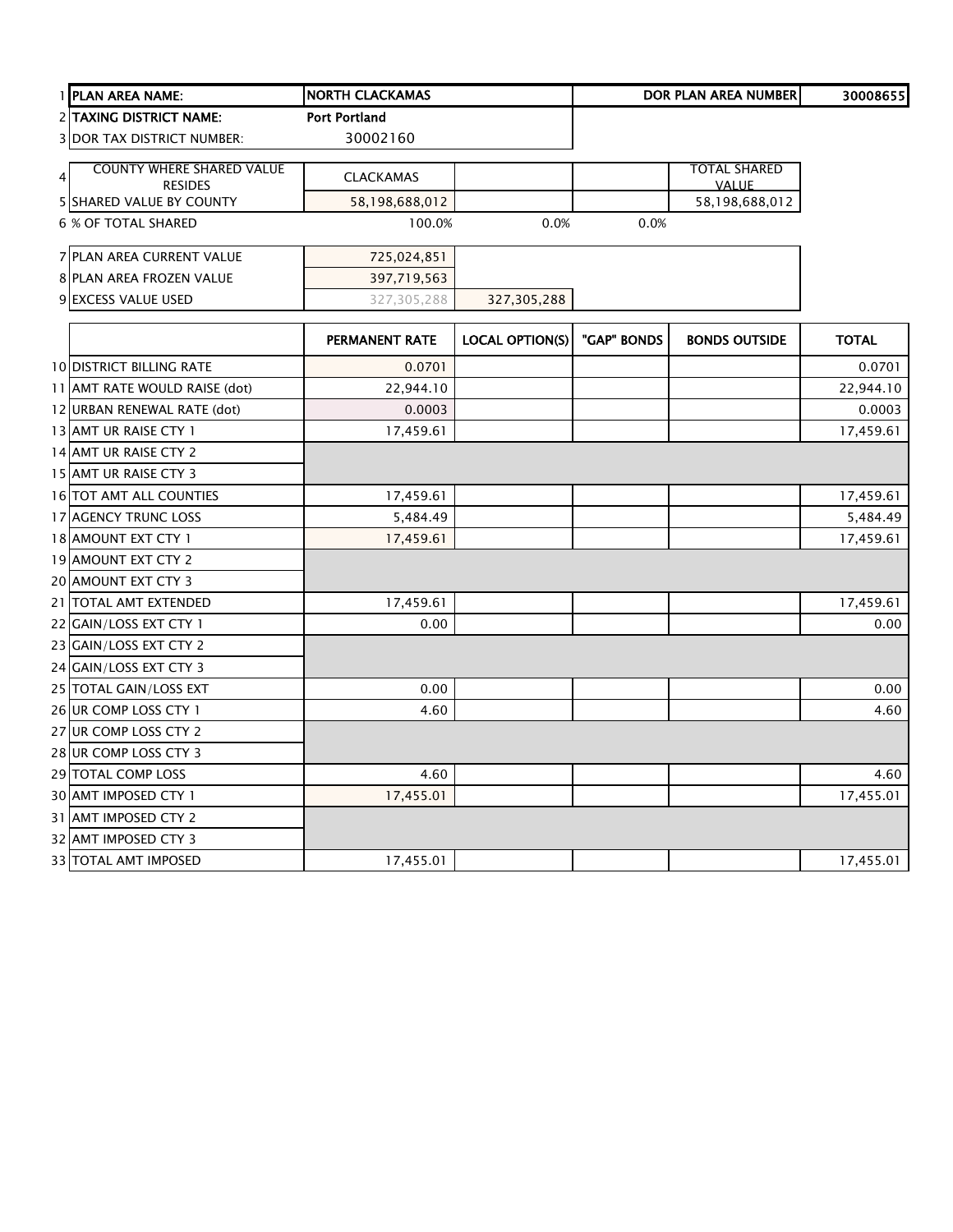| | | | | | | |
|---|---|---|---|---|---|---|
| 1 | **PLAN AREA NAME:** | **NORTH CLACKAMAS** | | | **DOR PLAN AREA NUMBER** | **30008655** |
| 2 | **TAXING DISTRICT NAME:** | **Port Portland** | | | | |
| 3 | DOR TAX DISTRICT NUMBER: | 30002160 | | | | |
| 4 | COUNTY WHERE SHARED VALUE RESIDES | CLACKAMAS | | | TOTAL SHARED VALUE | |
| 5 | SHARED VALUE BY COUNTY | 58,198,688,012 | | | 58,198,688,012 | |
| 6 | % OF TOTAL SHARED | 100.0% | 0.0% | 0.0% | | |
| 7 | PLAN AREA CURRENT VALUE | 725,024,851 | | | | |
| 8 | PLAN AREA FROZEN VALUE | 397,719,563 | | | | |
| 9 | EXCESS VALUE USED | 327,305,288 | 327,305,288 | | | |

| | | PERMANENT RATE | LOCAL OPTION(S) | "GAP" BONDS | BONDS OUTSIDE | TOTAL |
|---|---|---|---|---|---|---|
| 10 | DISTRICT BILLING RATE | 0.0701 | | | | 0.0701 |
| 11 | AMT RATE WOULD RAISE (dot) | 22,944.10 | | | | 22,944.10 |
| 12 | URBAN RENEWAL RATE (dot) | 0.0003 | | | | 0.0003 |
| 13 | AMT UR RAISE CTY 1 | 17,459.61 | | | | 17,459.61 |
| 14 | AMT UR RAISE CTY 2 | | | | | |
| 15 | AMT UR RAISE CTY 3 | | | | | |
| 16 | TOT AMT ALL COUNTIES | 17,459.61 | | | | 17,459.61 |
| 17 | AGENCY TRUNC LOSS | 5,484.49 | | | | 5,484.49 |
| 18 | AMOUNT EXT CTY 1 | 17,459.61 | | | | 17,459.61 |
| 19 | AMOUNT EXT CTY 2 | | | | | |
| 20 | AMOUNT EXT CTY 3 | | | | | |
| 21 | TOTAL AMT EXTENDED | 17,459.61 | | | | 17,459.61 |
| 22 | GAIN/LOSS EXT CTY 1 | 0.00 | | | | 0.00 |
| 23 | GAIN/LOSS EXT CTY 2 | | | | | |
| 24 | GAIN/LOSS EXT CTY 3 | | | | | |
| 25 | TOTAL GAIN/LOSS EXT | 0.00 | | | | 0.00 |
| 26 | UR COMP LOSS CTY 1 | 4.60 | | | | 4.60 |
| 27 | UR COMP LOSS CTY 2 | | | | | |
| 28 | UR COMP LOSS CTY 3 | | | | | |
| 29 | TOTAL COMP LOSS | 4.60 | | | | 4.60 |
| 30 | AMT IMPOSED CTY 1 | 17,455.01 | | | | 17,455.01 |
| 31 | AMT IMPOSED CTY 2 | | | | | |
| 32 | AMT IMPOSED CTY 3 | | | | | |
| 33 | TOTAL AMT IMPOSED | 17,455.01 | | | | 17,455.01 |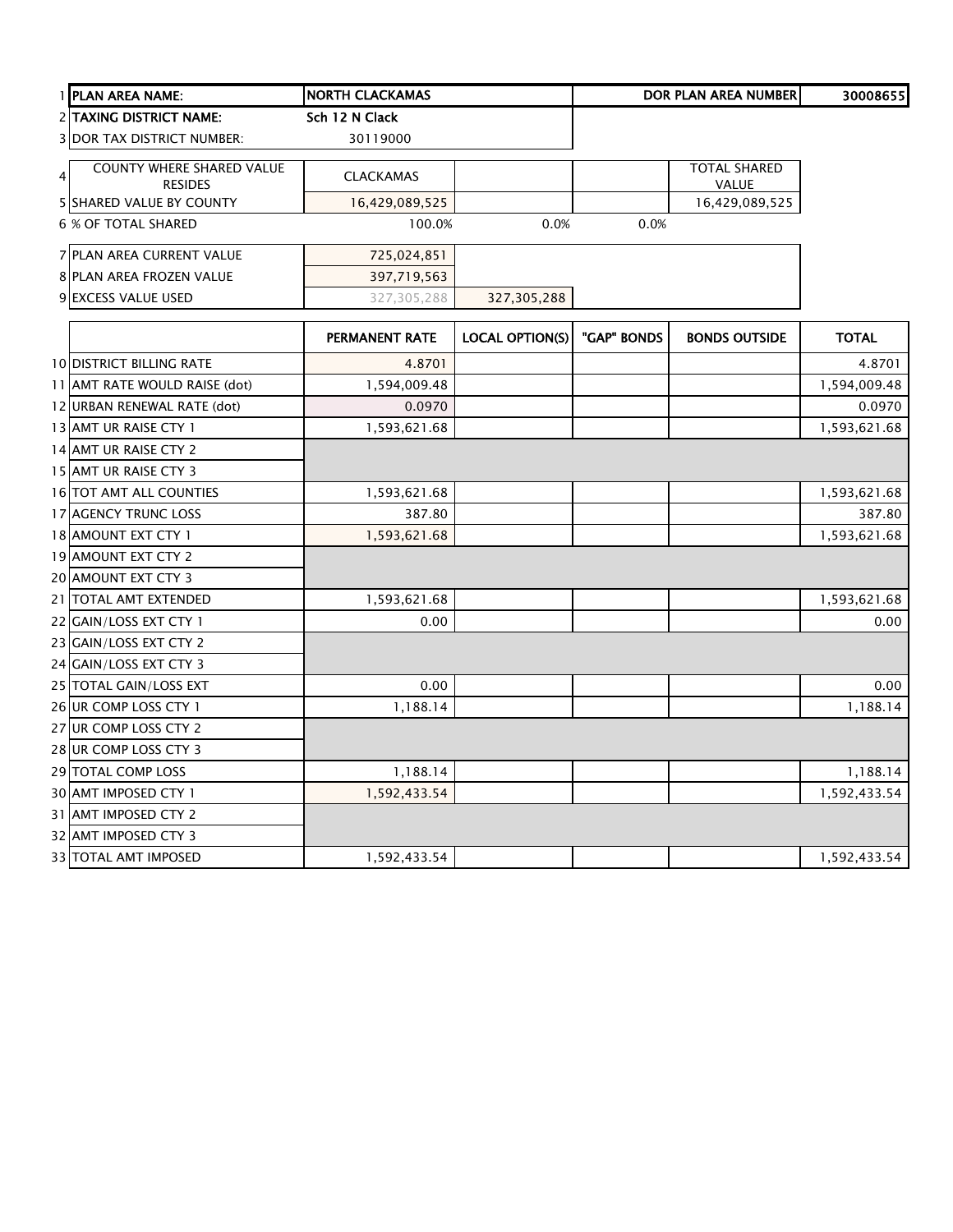| 1 | PLAN AREA NAME: | NORTH CLACKAMAS | | | DOR PLAN AREA NUMBER | 30008655 |
|---|---|---|---|---|---|---|
| 2 | TAXING DISTRICT NAME: | Sch 12 N Clack | | | | |
| 3 | DOR TAX DISTRICT NUMBER: | 30119000 | | | | |
| 4 | COUNTY WHERE SHARED VALUE RESIDES | CLACKAMAS | | | TOTAL SHARED VALUE | |
| 5 | SHARED VALUE BY COUNTY | 16,429,089,525 | | | 16,429,089,525 | |
| 6 | % OF TOTAL SHARED | 100.0% | 0.0% | 0.0% | | |
| 7 | PLAN AREA CURRENT VALUE | 725,024,851 | | | | |
| 8 | PLAN AREA FROZEN VALUE | 397,719,563 | | | | |
| 9 | EXCESS VALUE USED | 327,305,288 | 327,305,288 | | | |

| | | PERMANENT RATE | LOCAL OPTION(S) | "GAP" BONDS | BONDS OUTSIDE | TOTAL |
|---|---|---|---|---|---|---|
| 10 | DISTRICT BILLING RATE | 4.8701 | | | | 4.8701 |
| 11 | AMT RATE WOULD RAISE (dot) | 1,594,009.48 | | | | 1,594,009.48 |
| 12 | URBAN RENEWAL RATE (dot) | 0.0970 | | | | 0.0970 |
| 13 | AMT UR RAISE CTY 1 | 1,593,621.68 | | | | 1,593,621.68 |
| 14 | AMT UR RAISE CTY 2 | | | | | |
| 15 | AMT UR RAISE CTY 3 | | | | | |
| 16 | TOT AMT ALL COUNTIES | 1,593,621.68 | | | | 1,593,621.68 |
| 17 | AGENCY TRUNC LOSS | 387.80 | | | | 387.80 |
| 18 | AMOUNT EXT CTY 1 | 1,593,621.68 | | | | 1,593,621.68 |
| 19 | AMOUNT EXT CTY 2 | | | | | |
| 20 | AMOUNT EXT CTY 3 | | | | | |
| 21 | TOTAL AMT EXTENDED | 1,593,621.68 | | | | 1,593,621.68 |
| 22 | GAIN/LOSS EXT CTY 1 | 0.00 | | | | 0.00 |
| 23 | GAIN/LOSS EXT CTY 2 | | | | | |
| 24 | GAIN/LOSS EXT CTY 3 | | | | | |
| 25 | TOTAL GAIN/LOSS EXT | 0.00 | | | | 0.00 |
| 26 | UR COMP LOSS CTY 1 | 1,188.14 | | | | 1,188.14 |
| 27 | UR COMP LOSS CTY 2 | | | | | |
| 28 | UR COMP LOSS CTY 3 | | | | | |
| 29 | TOTAL COMP LOSS | 1,188.14 | | | | 1,188.14 |
| 30 | AMT IMPOSED CTY 1 | 1,592,433.54 | | | | 1,592,433.54 |
| 31 | AMT IMPOSED CTY 2 | | | | | |
| 32 | AMT IMPOSED CTY 3 | | | | | |
| 33 | TOTAL AMT IMPOSED | 1,592,433.54 | | | | 1,592,433.54 |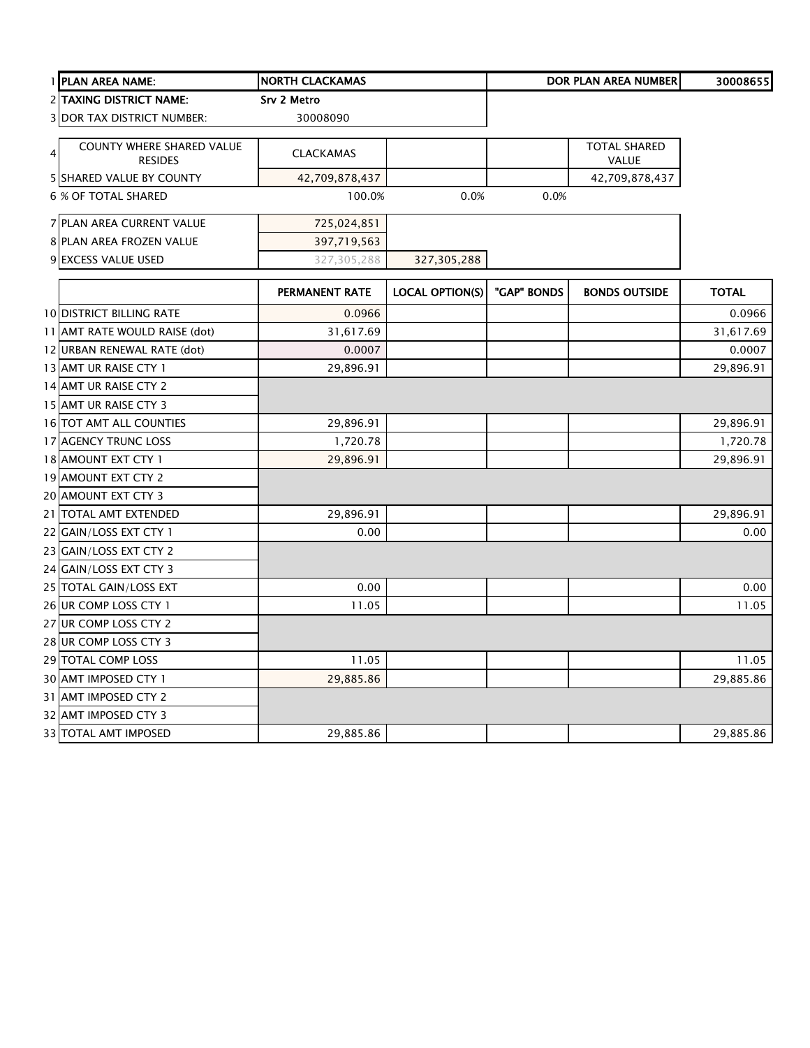| | | | | | | |
|---|---|---|---|---|---|---|
| 1 | **PLAN AREA NAME:** | **NORTH CLACKAMAS** | | | **DOR PLAN AREA NUMBER** | **30008655** |
| 2 | **TAXING DISTRICT NAME:** | **Srv 2 Metro** | | | | |
| 3 | DOR TAX DISTRICT NUMBER: | 30008090 | | | | |
| 4 | COUNTY WHERE SHARED VALUE RESIDES | CLACKAMAS | | | TOTAL SHARED VALUE | |
| 5 | SHARED VALUE BY COUNTY | 42,709,878,437 | | | 42,709,878,437 | |
| 6 | % OF TOTAL SHARED | 100.0% | 0.0% | 0.0% | | |
| 7 | PLAN AREA CURRENT VALUE | 725,024,851 | | | | |
| 8 | PLAN AREA FROZEN VALUE | 397,719,563 | | | | |
| 9 | EXCESS VALUE USED | 327,305,288 | 327,305,288 | | | |

| | | PERMANENT RATE | LOCAL OPTION(S) | "GAP" BONDS | BONDS OUTSIDE | TOTAL |
|---|---|---|---|---|---|---|
| 10 | DISTRICT BILLING RATE | 0.0966 | | | | 0.0966 |
| 11 | AMT RATE WOULD RAISE (dot) | 31,617.69 | | | | 31,617.69 |
| 12 | URBAN RENEWAL RATE (dot) | 0.0007 | | | | 0.0007 |
| 13 | AMT UR RAISE CTY 1 | 29,896.91 | | | | 29,896.91 |
| 14 | AMT UR RAISE CTY 2 | | | | | |
| 15 | AMT UR RAISE CTY 3 | | | | | |
| 16 | TOT AMT ALL COUNTIES | 29,896.91 | | | | 29,896.91 |
| 17 | AGENCY TRUNC LOSS | 1,720.78 | | | | 1,720.78 |
| 18 | AMOUNT EXT CTY 1 | 29,896.91 | | | | 29,896.91 |
| 19 | AMOUNT EXT CTY 2 | | | | | |
| 20 | AMOUNT EXT CTY 3 | | | | | |
| 21 | TOTAL AMT EXTENDED | 29,896.91 | | | | 29,896.91 |
| 22 | GAIN/LOSS EXT CTY 1 | 0.00 | | | | 0.00 |
| 23 | GAIN/LOSS EXT CTY 2 | | | | | |
| 24 | GAIN/LOSS EXT CTY 3 | | | | | |
| 25 | TOTAL GAIN/LOSS EXT | 0.00 | | | | 0.00 |
| 26 | UR COMP LOSS CTY 1 | 11.05 | | | | 11.05 |
| 27 | UR COMP LOSS CTY 2 | | | | | |
| 28 | UR COMP LOSS CTY 3 | | | | | |
| 29 | TOTAL COMP LOSS | 11.05 | | | | 11.05 |
| 30 | AMT IMPOSED CTY 1 | 29,885.86 | | | | 29,885.86 |
| 31 | AMT IMPOSED CTY 2 | | | | | |
| 32 | AMT IMPOSED CTY 3 | | | | | |
| 33 | TOTAL AMT IMPOSED | 29,885.86 | | | | 29,885.86 |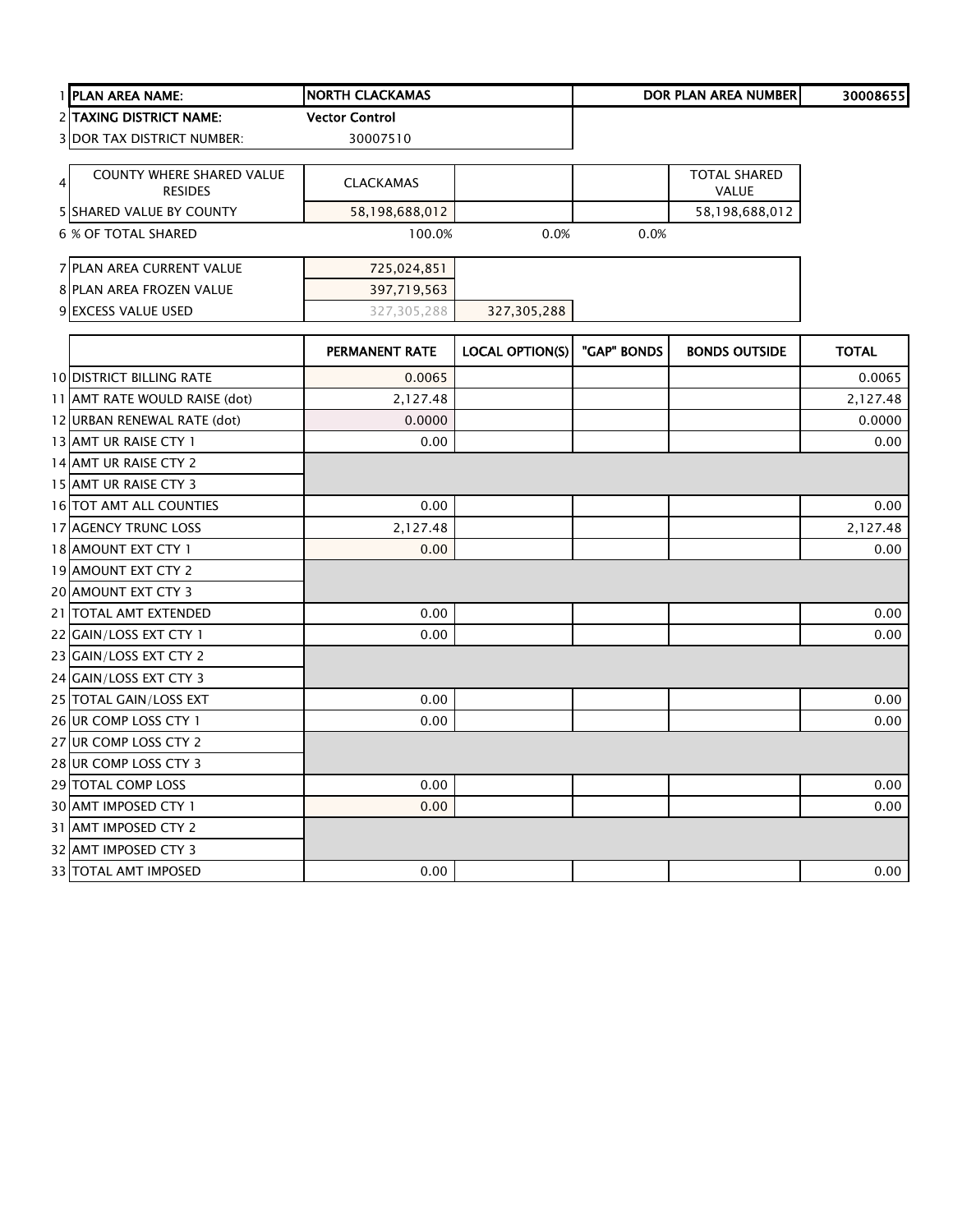| | | | | | | |
|---|---|---|---|---|---|---|
| 1 | **PLAN AREA NAME:** | **NORTH CLACKAMAS** | | | **DOR PLAN AREA NUMBER** | **30008655** |
| 2 | **TAXING DISTRICT NAME:** | **Vector Control** | | | | |
| 3 | DOR TAX DISTRICT NUMBER: | 30007510 | | | | |
| 4 | COUNTY WHERE SHARED VALUE RESIDES | CLACKAMAS | | | TOTAL SHARED VALUE | |
| 5 | SHARED VALUE BY COUNTY | 58,198,688,012 | | | 58,198,688,012 | |
| 6 | % OF TOTAL SHARED | 100.0% | 0.0% | 0.0% | | |
| 7 | PLAN AREA CURRENT VALUE | 725,024,851 | | | | |
| 8 | PLAN AREA FROZEN VALUE | 397,719,563 | | | | |
| 9 | EXCESS VALUE USED | 327,305,288 | 327,305,288 | | | |

| | | PERMANENT RATE | LOCAL OPTION(S) | "GAP" BONDS | BONDS OUTSIDE | TOTAL |
|---|---|---|---|---|---|---|
| 10 | DISTRICT BILLING RATE | 0.0065 | | | | 0.0065 |
| 11 | AMT RATE WOULD RAISE (dot) | 2,127.48 | | | | 2,127.48 |
| 12 | URBAN RENEWAL RATE (dot) | 0.0000 | | | | 0.0000 |
| 13 | AMT UR RAISE CTY 1 | 0.00 | | | | 0.00 |
| 14 | AMT UR RAISE CTY 2 | | | | | |
| 15 | AMT UR RAISE CTY 3 | | | | | |
| 16 | TOT AMT ALL COUNTIES | 0.00 | | | | 0.00 |
| 17 | AGENCY TRUNC LOSS | 2,127.48 | | | | 2,127.48 |
| 18 | AMOUNT EXT CTY 1 | 0.00 | | | | 0.00 |
| 19 | AMOUNT EXT CTY 2 | | | | | |
| 20 | AMOUNT EXT CTY 3 | | | | | |
| 21 | TOTAL AMT EXTENDED | 0.00 | | | | 0.00 |
| 22 | GAIN/LOSS EXT CTY 1 | 0.00 | | | | 0.00 |
| 23 | GAIN/LOSS EXT CTY 2 | | | | | |
| 24 | GAIN/LOSS EXT CTY 3 | | | | | |
| 25 | TOTAL GAIN/LOSS EXT | 0.00 | | | | 0.00 |
| 26 | UR COMP LOSS CTY 1 | 0.00 | | | | 0.00 |
| 27 | UR COMP LOSS CTY 2 | | | | | |
| 28 | UR COMP LOSS CTY 3 | | | | | |
| 29 | TOTAL COMP LOSS | 0.00 | | | | 0.00 |
| 30 | AMT IMPOSED CTY 1 | 0.00 | | | | 0.00 |
| 31 | AMT IMPOSED CTY 2 | | | | | |
| 32 | AMT IMPOSED CTY 3 | | | | | |
| 33 | TOTAL AMT IMPOSED | 0.00 | | | | 0.00 |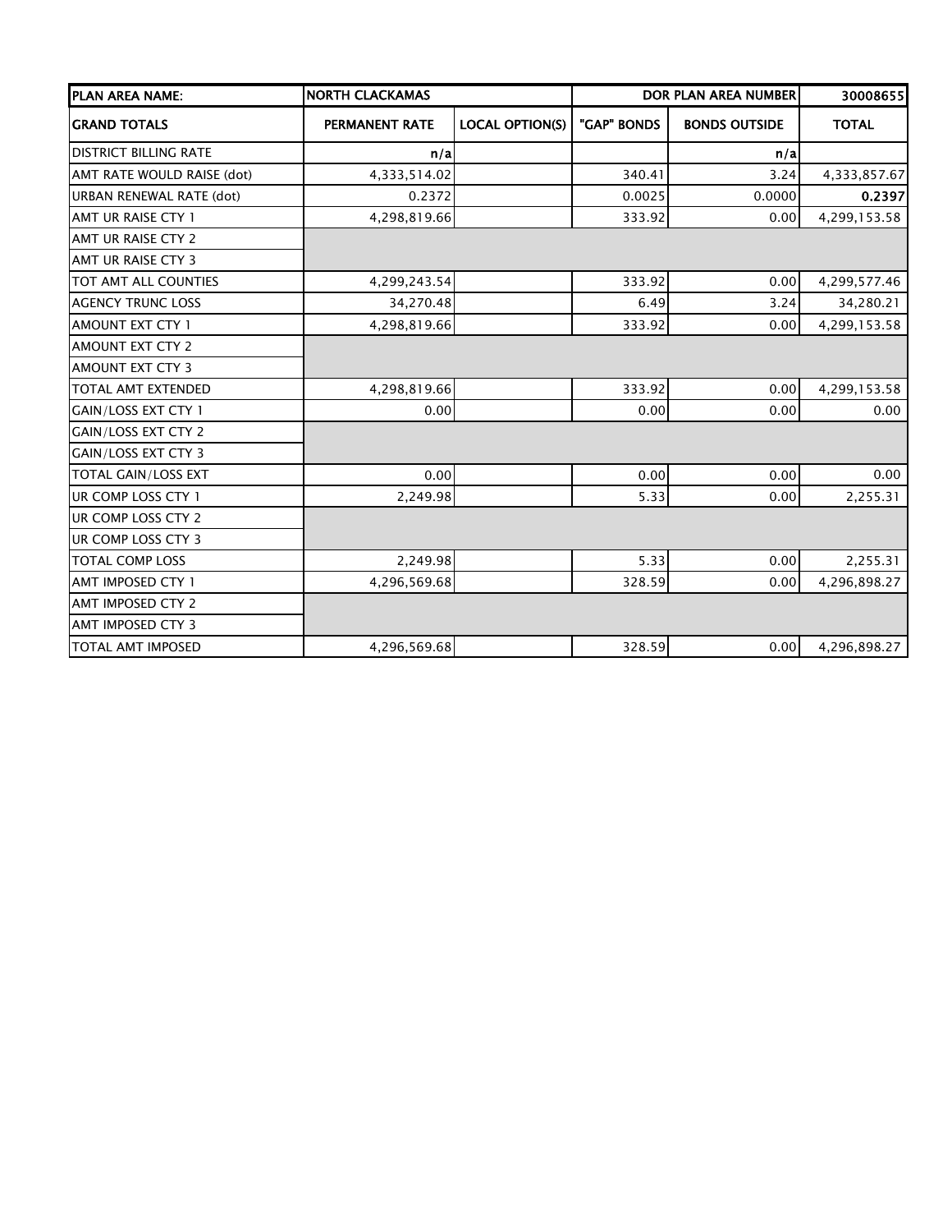| PLAN AREA NAME: | NORTH CLACKAMAS | | DOR PLAN AREA NUMBER | | 30008655 |
|---|---|---|---|---|---|
| **GRAND TOTALS** | **PERMANENT RATE** | **LOCAL OPTION(S)** | **"GAP" BONDS** | **BONDS OUTSIDE** | **TOTAL** |
| DISTRICT BILLING RATE | n/a | | | n/a | |
| AMT RATE WOULD RAISE (dot) | 4,333,514.02 | | 340.41 | 3.24 | 4,333,857.67 |
| URBAN RENEWAL RATE (dot) | 0.2372 | | 0.0025 | 0.0000 | **0.2397** |
| AMT UR RAISE CTY 1 | 4,298,819.66 | | 333.92 | 0.00 | 4,299,153.58 |
| AMT UR RAISE CTY 2 | | | | | |
| AMT UR RAISE CTY 3 | | | | | |
| TOT AMT ALL COUNTIES | 4,299,243.54 | | 333.92 | 0.00 | 4,299,577.46 |
| AGENCY TRUNC LOSS | 34,270.48 | | 6.49 | 3.24 | 34,280.21 |
| AMOUNT EXT CTY 1 | 4,298,819.66 | | 333.92 | 0.00 | 4,299,153.58 |
| AMOUNT EXT CTY 2 | | | | | |
| AMOUNT EXT CTY 3 | | | | | |
| TOTAL AMT EXTENDED | 4,298,819.66 | | 333.92 | 0.00 | 4,299,153.58 |
| GAIN/LOSS EXT CTY 1 | 0.00 | | 0.00 | 0.00 | 0.00 |
| GAIN/LOSS EXT CTY 2 | | | | | |
| GAIN/LOSS EXT CTY 3 | | | | | |
| TOTAL GAIN/LOSS EXT | 0.00 | | 0.00 | 0.00 | 0.00 |
| UR COMP LOSS CTY 1 | 2,249.98 | | 5.33 | 0.00 | 2,255.31 |
| UR COMP LOSS CTY 2 | | | | | |
| UR COMP LOSS CTY 3 | | | | | |
| TOTAL COMP LOSS | 2,249.98 | | 5.33 | 0.00 | 2,255.31 |
| AMT IMPOSED CTY 1 | 4,296,569.68 | | 328.59 | 0.00 | 4,296,898.27 |
| AMT IMPOSED CTY 2 | | | | | |
| AMT IMPOSED CTY 3 | | | | | |
| TOTAL AMT IMPOSED | 4,296,569.68 | | 328.59 | 0.00 | 4,296,898.27 |